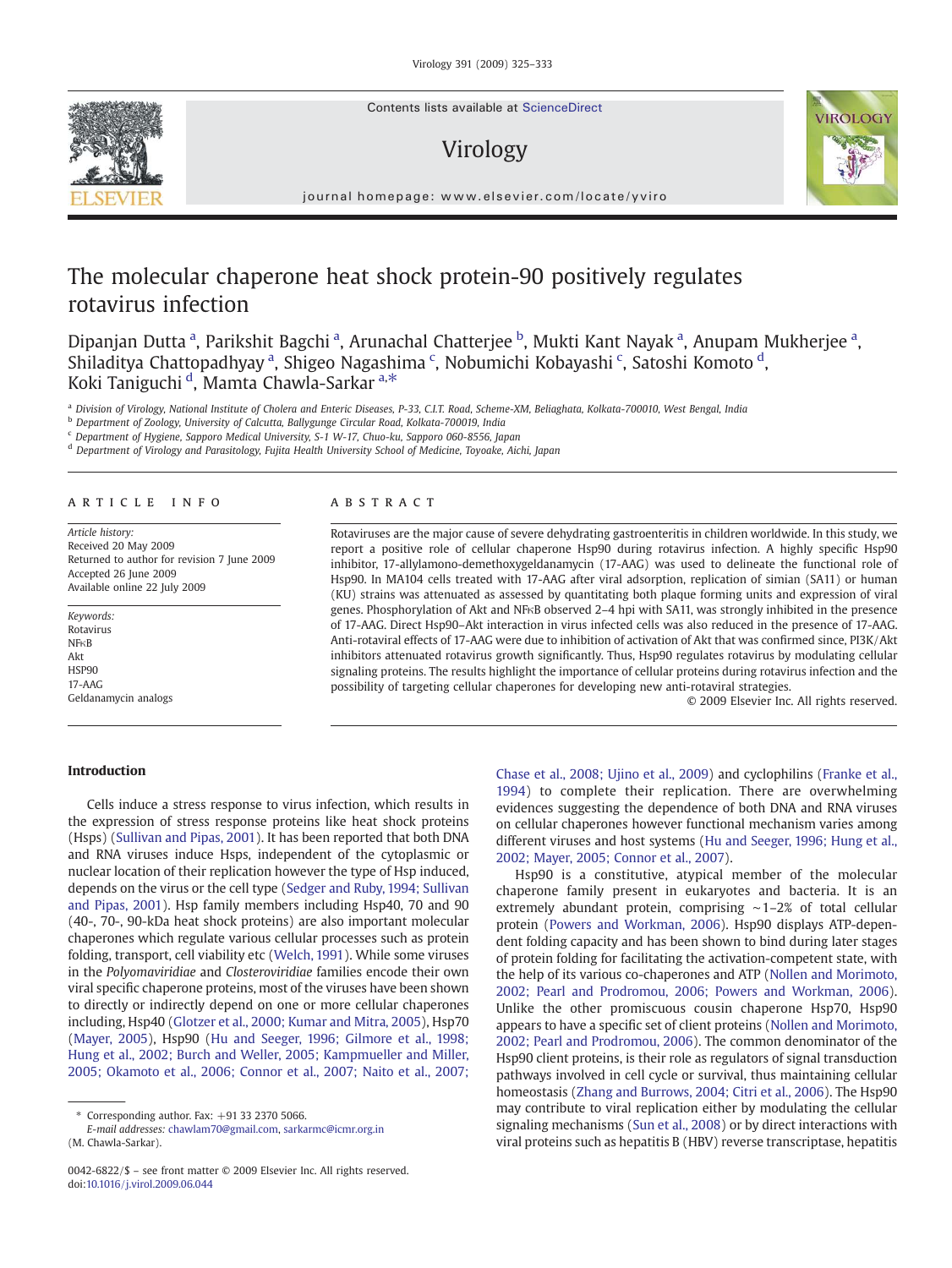# The molecular chaperone heat shock protein-90 positively regulates rotavirus infection

Dipanjan Dutta[a], Parikshit Bagchi[a], Arunachal Chatterjee[b], Mukti Kant Nayak[a], Anupam Mukherjee[a], Shiladitya Chattopadhyay[a], Shigeo Nagashima[c], Nobumichi Kobayashi[c], Satoshi Komoto[d], Koki Taniguchi[d], Mamta Chawla-Sarkar[a,*]

[a] Division of Virology, National Institute of Cholera and Enteric Diseases, P-33, C.I.T. Road, Scheme-XM, Beliaghata, Kolkata-700010, West Bengal, India
[b] Department of Zoology, University of Calcutta, Ballygunge Circular Road, Kolkata-700019, India
[c] Department of Hygiene, Sapporo Medical University, S-1 W-17, Chuo-ku, Sapporo 060-8556, Japan
[d] Department of Virology and Parasitology, Fujita Health University School of Medicine, Toyoake, Aichi, Japan

## ARTICLE INFO

*Article history:*
Received 20 May 2009
Returned to author for revision 7 June 2009
Accepted 26 June 2009
Available online 22 July 2009

*Keywords:*
Rotavirus
NFκB
Akt
HSP90
17-AAG
Geldanamycin analogs

## ABSTRACT

Rotaviruses are the major cause of severe dehydrating gastroenteritis in children worldwide. In this study, we report a positive role of cellular chaperone Hsp90 during rotavirus infection. A highly specific Hsp90 inhibitor, 17-allylamono-demethoxygeldanamycin (17-AAG) was used to delineate the functional role of Hsp90. In MA104 cells treated with 17-AAG after viral adsorption, replication of simian (SA11) or human (KU) strains was attenuated as assessed by quantitating both plaque forming units and expression of viral genes. Phosphorylation of Akt and NFκB observed 2–4 hpi with SA11, was strongly inhibited in the presence of 17-AAG. Direct Hsp90–Akt interaction in virus infected cells was also reduced in the presence of 17-AAG. Anti-rotaviral effects of 17-AAG were due to inhibition of activation of Akt that was confirmed since, PI3K/Akt inhibitors attenuated rotavirus growth significantly. Thus, Hsp90 regulates rotavirus by modulating cellular signaling proteins. The results highlight the importance of cellular proteins during rotavirus infection and the possibility of targeting cellular chaperones for developing new anti-rotaviral strategies.

© 2009 Elsevier Inc. All rights reserved.

## Introduction

Cells induce a stress response to virus infection, which results in the expression of stress response proteins like heat shock proteins (Hsps) (Sullivan and Pipas, 2001). It has been reported that both DNA and RNA viruses induce Hsps, independent of the cytoplasmic or nuclear location of their replication however the type of Hsp induced, depends on the virus or the cell type (Sedger and Ruby, 1994; Sullivan and Pipas, 2001). Hsp family members including Hsp40, 70 and 90 (40-, 70-, 90-kDa heat shock proteins) are also important molecular chaperones which regulate various cellular processes such as protein folding, transport, cell viability etc (Welch, 1991). While some viruses in the *Polyomaviridiae* and *Closteroviridiae* families encode their own viral specific chaperone proteins, most of the viruses have been shown to directly or indirectly depend on one or more cellular chaperones including, Hsp40 (Glotzer et al., 2000; Kumar and Mitra, 2005), Hsp70 (Mayer, 2005), Hsp90 (Hu and Seeger, 1996; Gilmore et al., 1998; Hung et al., 2002; Burch and Weller, 2005; Kampmueller and Miller, 2005; Okamoto et al., 2006; Connor et al., 2007; Naito et al., 2007; Chase et al., 2008; Ujino et al., 2009) and cyclophilins (Franke et al., 1994) to complete their replication. There are overwhelming evidences suggesting the dependence of both DNA and RNA viruses on cellular chaperones however functional mechanism varies among different viruses and host systems (Hu and Seeger, 1996; Hung et al., 2002; Mayer, 2005; Connor et al., 2007).

Hsp90 is a constitutive, atypical member of the molecular chaperone family present in eukaryotes and bacteria. It is an extremely abundant protein, comprising ~1–2% of total cellular protein (Powers and Workman, 2006). Hsp90 displays ATP-dependent folding capacity and has been shown to bind during later stages of protein folding for facilitating the activation-competent state, with the help of its various co-chaperones and ATP (Nollen and Morimoto, 2002; Pearl and Prodromou, 2006; Powers and Workman, 2006). Unlike the other promiscuous cousin chaperone Hsp70, Hsp90 appears to have a specific set of client proteins (Nollen and Morimoto, 2002; Pearl and Prodromou, 2006). The common denominator of the Hsp90 client proteins, is their role as regulators of signal transduction pathways involved in cell cycle or survival, thus maintaining cellular homeostasis (Zhang and Burrows, 2004; Citri et al., 2006). The Hsp90 may contribute to viral replication either by modulating the cellular signaling mechanisms (Sun et al., 2008) or by direct interactions with viral proteins such as hepatitis B (HBV) reverse transcriptase, hepatitis

\* Corresponding author. Fax: +91 33 2370 5066.
*E-mail addresses:* chawlam70@gmail.com, sarkarmc@icmr.org.in (M. Chawla-Sarkar).

0042-6822/$ – see front matter © 2009 Elsevier Inc. All rights reserved.
doi:10.1016/j.virol.2009.06.044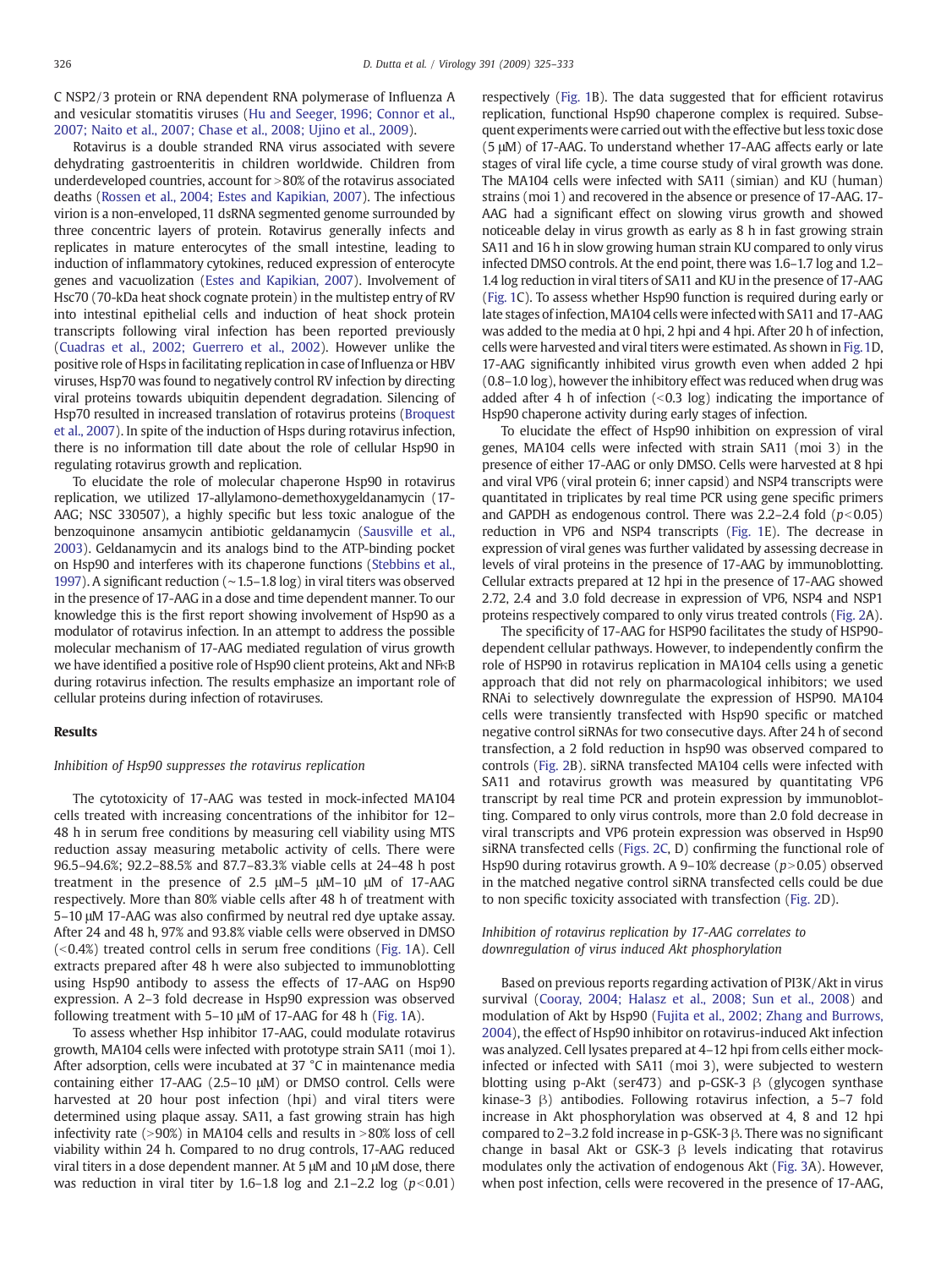C NSP2/3 protein or RNA dependent RNA polymerase of Influenza A and vesicular stomatitis viruses (Hu and Seeger, 1996; Connor et al., 2007; Naito et al., 2007; Chase et al., 2008; Ujino et al., 2009).

Rotavirus is a double stranded RNA virus associated with severe dehydrating gastroenteritis in children worldwide. Children from underdeveloped countries, account for >80% of the rotavirus associated deaths (Rossen et al., 2004; Estes and Kapikian, 2007). The infectious virion is a non-enveloped, 11 dsRNA segmented genome surrounded by three concentric layers of protein. Rotavirus generally infects and replicates in mature enterocytes of the small intestine, leading to induction of inflammatory cytokines, reduced expression of enterocyte genes and vacuolization (Estes and Kapikian, 2007). Involvement of Hsc70 (70-kDa heat shock cognate protein) in the multistep entry of RV into intestinal epithelial cells and induction of heat shock protein transcripts following viral infection has been reported previously (Cuadras et al., 2002; Guerrero et al., 2002). However unlike the positive role of Hsps in facilitating replication in case of Influenza or HBV viruses, Hsp70 was found to negatively control RV infection by directing viral proteins towards ubiquitin dependent degradation. Silencing of Hsp70 resulted in increased translation of rotavirus proteins (Broquest et al., 2007). In spite of the induction of Hsps during rotavirus infection, there is no information till date about the role of cellular Hsp90 in regulating rotavirus growth and replication.

To elucidate the role of molecular chaperone Hsp90 in rotavirus replication, we utilized 17-allylamono-demethoxygeldanamycin (17-AAG; NSC 330507), a highly specific but less toxic analogue of the benzoquinone ansamycin antibiotic geldanamycin (Sausville et al., 2003). Geldanamycin and its analogs bind to the ATP-binding pocket on Hsp90 and interferes with its chaperone functions (Stebbins et al., 1997). A significant reduction (~1.5–1.8 log) in viral titers was observed in the presence of 17-AAG in a dose and time dependent manner. To our knowledge this is the first report showing involvement of Hsp90 as a modulator of rotavirus infection. In an attempt to address the possible molecular mechanism of 17-AAG mediated regulation of virus growth we have identified a positive role of Hsp90 client proteins, Akt and NFκB during rotavirus infection. The results emphasize an important role of cellular proteins during infection of rotaviruses.

## Results

### *Inhibition of Hsp90 suppresses the rotavirus replication*

The cytotoxicity of 17-AAG was tested in mock-infected MA104 cells treated with increasing concentrations of the inhibitor for 12–48 h in serum free conditions by measuring cell viability using MTS reduction assay measuring metabolic activity of cells. There were 96.5–94.6%; 92.2–88.5% and 87.7–83.3% viable cells at 24–48 h post treatment in the presence of 2.5 μM–5 μM–10 μM of 17-AAG respectively. More than 80% viable cells after 48 h of treatment with 5–10 μM 17-AAG was also confirmed by neutral red dye uptake assay. After 24 and 48 h, 97% and 93.8% viable cells were observed in DMSO (<0.4%) treated control cells in serum free conditions (Fig. 1A). Cell extracts prepared after 48 h were also subjected to immunoblotting using Hsp90 antibody to assess the effects of 17-AAG on Hsp90 expression. A 2–3 fold decrease in Hsp90 expression was observed following treatment with 5–10 μM of 17-AAG for 48 h (Fig. 1A).

To assess whether Hsp inhibitor 17-AAG, could modulate rotavirus growth, MA104 cells were infected with prototype strain SA11 (moi 1). After adsorption, cells were incubated at 37 °C in maintenance media containing either 17-AAG (2.5–10 μM) or DMSO control. Cells were harvested at 20 hour post infection (hpi) and viral titers were determined using plaque assay. SA11, a fast growing strain has high infectivity rate (>90%) in MA104 cells and results in >80% loss of cell viability within 24 h. Compared to no drug controls, 17-AAG reduced viral titers in a dose dependent manner. At 5 μM and 10 μM dose, there was reduction in viral titer by 1.6–1.8 log and 2.1–2.2 log ($p<0.01$) respectively (Fig. 1B). The data suggested that for efficient rotavirus replication, functional Hsp90 chaperone complex is required. Subsequent experiments were carried out with the effective but less toxic dose (5 μM) of 17-AAG. To understand whether 17-AAG affects early or late stages of viral life cycle, a time course study of viral growth was done. The MA104 cells were infected with SA11 (simian) and KU (human) strains (moi 1) and recovered in the absence or presence of 17-AAG. 17-AAG had a significant effect on slowing virus growth and showed noticeable delay in virus growth as early as 8 h in fast growing strain SA11 and 16 h in slow growing human strain KU compared to only virus infected DMSO controls. At the end point, there was 1.6–1.7 log and 1.2–1.4 log reduction in viral titers of SA11 and KU in the presence of 17-AAG (Fig. 1C). To assess whether Hsp90 function is required during early or late stages of infection, MA104 cells were infected with SA11 and 17-AAG was added to the media at 0 hpi, 2 hpi and 4 hpi. After 20 h of infection, cells were harvested and viral titers were estimated. As shown in Fig. 1D, 17-AAG significantly inhibited virus growth even when added 2 hpi (0.8–1.0 log), however the inhibitory effect was reduced when drug was added after 4 h of infection (<0.3 log) indicating the importance of Hsp90 chaperone activity during early stages of infection.

To elucidate the effect of Hsp90 inhibition on expression of viral genes, MA104 cells were infected with strain SA11 (moi 3) in the presence of either 17-AAG or only DMSO. Cells were harvested at 8 hpi and viral VP6 (viral protein 6; inner capsid) and NSP4 transcripts were quantitated in triplicates by real time PCR using gene specific primers and GAPDH as endogenous control. There was 2.2–2.4 fold ($p<0.05$) reduction in VP6 and NSP4 transcripts (Fig. 1E). The decrease in expression of viral genes was further validated by assessing decrease in levels of viral proteins in the presence of 17-AAG by immunoblotting. Cellular extracts prepared at 12 hpi in the presence of 17-AAG showed 2.72, 2.4 and 3.0 fold decrease in expression of VP6, NSP4 and NSP1 proteins respectively compared to only virus treated controls (Fig. 2A).

The specificity of 17-AAG for HSP90 facilitates the study of HSP90-dependent cellular pathways. However, to independently confirm the role of HSP90 in rotavirus replication in MA104 cells using a genetic approach that did not rely on pharmacological inhibitors; we used RNAi to selectively downregulate the expression of HSP90. MA104 cells were transiently transfected with Hsp90 specific or matched negative control siRNAs for two consecutive days. After 24 h of second transfection, a 2 fold reduction in hsp90 was observed compared to controls (Fig. 2B). siRNA transfected MA104 cells were infected with SA11 and rotavirus growth was measured by quantitating VP6 transcript by real time PCR and protein expression by immunoblotting. Compared to only virus controls, more than 2.0 fold decrease in viral transcripts and VP6 protein expression was observed in Hsp90 siRNA transfected cells (Figs. 2C, D) confirming the functional role of Hsp90 during rotavirus growth. A 9–10% decrease ($p>0.05$) observed in the matched negative control siRNA transfected cells could be due to non specific toxicity associated with transfection (Fig. 2D).

### *Inhibition of rotavirus replication by 17-AAG correlates to downregulation of virus induced Akt phosphorylation*

Based on previous reports regarding activation of PI3K/Akt in virus survival (Cooray, 2004; Halasz et al., 2008; Sun et al., 2008) and modulation of Akt by Hsp90 (Fujita et al., 2002; Zhang and Burrows, 2004), the effect of Hsp90 inhibitor on rotavirus-induced Akt infection was analyzed. Cell lysates prepared at 4–12 hpi from cells either mock-infected or infected with SA11 (moi 3), were subjected to western blotting using p-Akt (ser473) and p-GSK-3 β (glycogen synthase kinase-3 β) antibodies. Following rotavirus infection, a 5–7 fold increase in Akt phosphorylation was observed at 4, 8 and 12 hpi compared to 2–3.2 fold increase in p-GSK-3 β. There was no significant change in basal Akt or GSK-3 β levels indicating that rotavirus modulates only the activation of endogenous Akt (Fig. 3A). However, when post infection, cells were recovered in the presence of 17-AAG,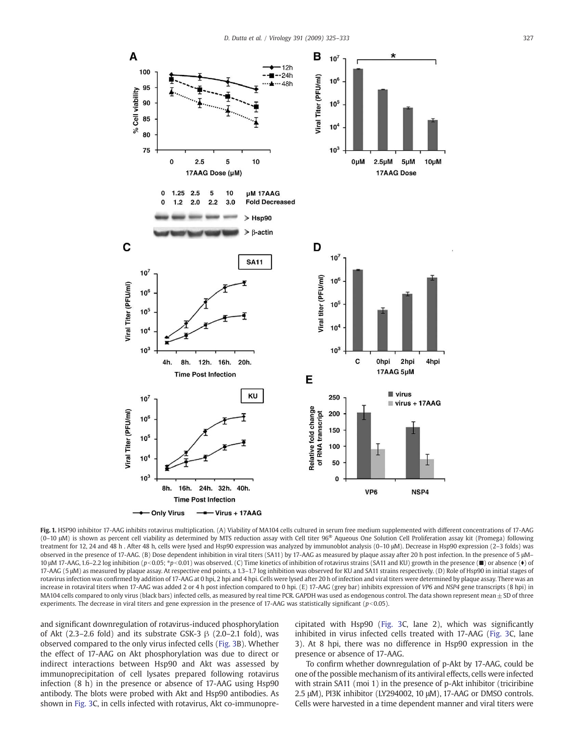**Fig. 1.** HSP90 inhibitor 17-AAG inhibits rotavirus multiplication. (A) Viability of MA104 cells cultured in serum free medium supplemented with different concentrations of 17-AAG (0–10 μM) is shown as percent cell viability as determined by MTS reduction assay with Cell titer 96® Aqueous One Solution Cell Proliferation assay kit (Promega) following treatment for 12, 24 and 48 h . After 48 h, cells were lysed and Hsp90 expression was analyzed by immunoblot analysis (0–10 μM). Decrease in Hsp90 expression (2–3 folds) was observed in the presence of 17-AAG. (B) Dose dependent inhibition in viral titers (SA11) by 17-AAG as measured by plaque assay after 20 h post infection. In the presence of 5 μM–10 μM 17-AAG, 1.6–2.2 log inhibition ($p<0.05$; * $p<0.01$) was observed. (C) Time kinetics of inhibition of rotavirus strains (SA11 and KU) growth in the presence (■) or absence (♦) of 17-AAG (5 μM) as measured by plaque assay. At respective end points, a 1.3–1.7 log inhibition was observed for KU and SA11 strains respectively. (D) Role of Hsp90 in initial stages of rotavirus infection was confirmed by addition of 17-AAG at 0 hpi, 2 hpi and 4 hpi. Cells were lysed after 20 h of infection and viral titers were determined by plaque assay. There was an increase in rotaviral titers when 17-AAG was added 2 or 4 h post infection compared to 0 hpi. (E) 17-AAG (grey bar) inhibits expression of *VP6* and *NSP4* gene transcripts (8 hpi) in MA104 cells compared to only virus (black bars) infected cells, as measured by real time PCR. GAPDH was used as endogenous control. The data shown represent mean ± SD of three experiments. The decrease in viral titers and gene expression in the presence of 17-AAG was statistically significant ($p<0.05$).

and significant downregulation of rotavirus-induced phosphorylation of Akt (2.3–2.6 fold) and its substrate GSK-3 β (2.0–2.1 fold), was observed compared to the only virus infected cells (Fig. 3B). Whether the effect of 17-AAG on Akt phosphorylation was due to direct or indirect interactions between Hsp90 and Akt was assessed by immunoprecipitation of cell lysates prepared following rotavirus infection (8 h) in the presence or absence of 17-AAG using Hsp90 antibody. The blots were probed with Akt and Hsp90 antibodies. As shown in Fig. 3C, in cells infected with rotavirus, Akt co-immunoprecipitated with Hsp90 (Fig. 3C, lane 2), which was significantly inhibited in virus infected cells treated with 17-AAG (Fig. 3C, lane 3). At 8 hpi, there was no difference in Hsp90 expression in the presence or absence of 17-AAG.

To confirm whether downregulation of p-Akt by 17-AAG, could be one of the possible mechanism of its antiviral effects, cells were infected with strain SA11 (moi 1) in the presence of p-Akt inhibitor (triciribine 2.5 μM), PI3K inhibitor (LY294002, 10 μM), 17-AAG or DMSO controls. Cells were harvested in a time dependent manner and viral titers were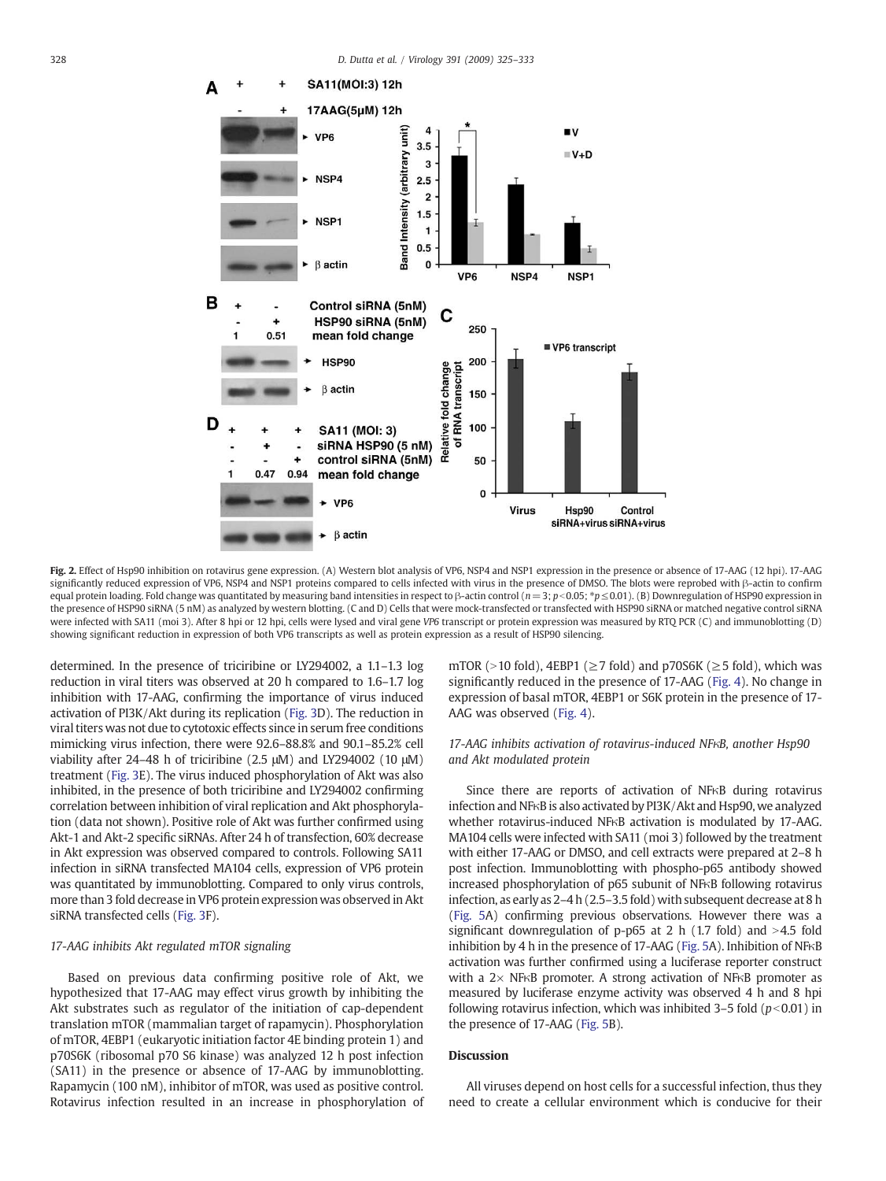**Fig. 2.** Effect of Hsp90 inhibition on rotavirus gene expression. (A) Western blot analysis of VP6, NSP4 and NSP1 expression in the presence or absence of 17-AAG (12 hpi). 17-AAG significantly reduced expression of VP6, NSP4 and NSP1 proteins compared to cells infected with virus in the presence of DMSO. The blots were reprobed with β-actin to confirm equal protein loading. Fold change was quantitated by measuring band intensities in respect to β-actin control ($n = 3$; $p < 0.05$; $*p \leq 0.01$). (B) Downregulation of HSP90 expression in the presence of HSP90 siRNA (5 nM) as analyzed by western blotting. (C and D) Cells that were mock-transfected or transfected with HSP90 siRNA or matched negative control siRNA were infected with SA11 (moi 3). After 8 hpi or 12 hpi, cells were lysed and viral gene *VP6* transcript or protein expression was measured by RTQ PCR (C) and immunoblotting (D) showing significant reduction in expression of both VP6 transcripts as well as protein expression as a result of HSP90 silencing.

determined. In the presence of triciribine or LY294002, a 1.1–1.3 log reduction in viral titers was observed at 20 h compared to 1.6–1.7 log inhibition with 17-AAG, confirming the importance of virus induced activation of PI3K/Akt during its replication (Fig. 3D). The reduction in viral titers was not due to cytotoxic effects since in serum free conditions mimicking virus infection, there were 92.6–88.8% and 90.1–85.2% cell viability after 24–48 h of triciribine (2.5 μM) and LY294002 (10 μM) treatment (Fig. 3E). The virus induced phosphorylation of Akt was also inhibited, in the presence of both triciribine and LY294002 confirming correlation between inhibition of viral replication and Akt phosphorylation (data not shown). Positive role of Akt was further confirmed using Akt-1 and Akt-2 specific siRNAs. After 24 h of transfection, 60% decrease in Akt expression was observed compared to controls. Following SA11 infection in siRNA transfected MA104 cells, expression of VP6 protein was quantitated by immunoblotting. Compared to only virus controls, more than 3 fold decrease in VP6 protein expression was observed in Akt siRNA transfected cells (Fig. 3F).

### *17-AAG inhibits Akt regulated mTOR signaling*

Based on previous data confirming positive role of Akt, we hypothesized that 17-AAG may effect virus growth by inhibiting the Akt substrates such as regulator of the initiation of cap-dependent translation mTOR (mammalian target of rapamycin). Phosphorylation of mTOR, 4EBP1 (eukaryotic initiation factor 4E binding protein 1) and p70S6K (ribosomal p70 S6 kinase) was analyzed 12 h post infection (SA11) in the presence or absence of 17-AAG by immunoblotting. Rapamycin (100 nM), inhibitor of mTOR, was used as positive control. Rotavirus infection resulted in an increase in phosphorylation of mTOR (>10 fold), 4EBP1 (≥7 fold) and p70S6K (≥5 fold), which was significantly reduced in the presence of 17-AAG (Fig. 4). No change in expression of basal mTOR, 4EBP1 or S6K protein in the presence of 17-AAG was observed (Fig. 4).

### *17-AAG inhibits activation of rotavirus-induced NFκB, another Hsp90 and Akt modulated protein*

Since there are reports of activation of NFκB during rotavirus infection and NFκB is also activated by PI3K/Akt and Hsp90, we analyzed whether rotavirus-induced NFκB activation is modulated by 17-AAG. MA104 cells were infected with SA11 (moi 3) followed by the treatment with either 17-AAG or DMSO, and cell extracts were prepared at 2–8 h post infection. Immunoblotting with phospho-p65 antibody showed increased phosphorylation of p65 subunit of NFκB following rotavirus infection, as early as 2–4 h (2.5–3.5 fold) with subsequent decrease at 8 h (Fig. 5A) confirming previous observations. However there was a significant downregulation of p-p65 at 2 h (1.7 fold) and >4.5 fold inhibition by 4 h in the presence of 17-AAG (Fig. 5A). Inhibition of NFκB activation was further confirmed using a luciferase reporter construct with a 2× NFκB promoter. A strong activation of NFκB promoter as measured by luciferase enzyme activity was observed 4 h and 8 hpi following rotavirus infection, which was inhibited 3–5 fold ($p < 0.01$) in the presence of 17-AAG (Fig. 5B).

## Discussion

All viruses depend on host cells for a successful infection, thus they need to create a cellular environment which is conducive for their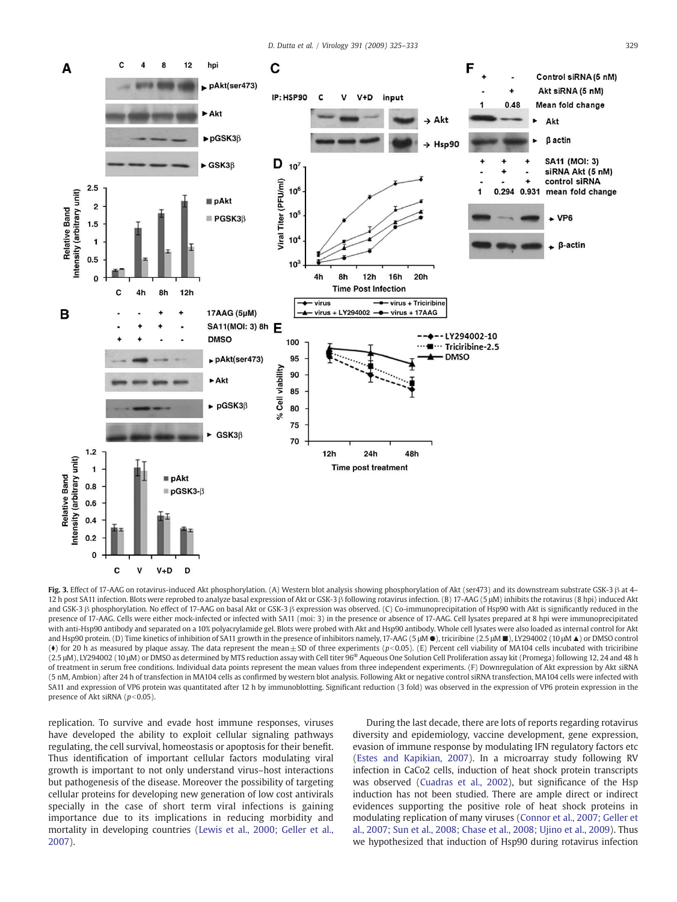**Fig. 3.** Effect of 17-AAG on rotavirus-induced Akt phosphorylation. (A) Western blot analysis showing phosphorylation of Akt (ser473) and its downstream substrate GSK-3 β at 4–12 h post SA11 infection. Blots were reprobed to analyze basal expression of Akt or GSK-3 β following rotavirus infection. (B) 17-AAG (5 μM) inhibits the rotavirus (8 hpi) induced Akt and GSK-3 β phosphorylation. No effect of 17-AAG on basal Akt or GSK-3 β expression was observed. (C) Co-immunoprecipitation of Hsp90 with Akt is significantly reduced in the presence of 17-AAG. Cells were either mock-infected or infected with SA11 (moi: 3) in the presence or absence of 17-AAG. Cell lysates prepared at 8 hpi were immunoprecipitated with anti-Hsp90 antibody and separated on a 10% polyacrylamide gel. Blots were probed with Akt and Hsp90 antibody. Whole cell lysates were also loaded as internal control for Akt and Hsp90 protein. (D) Time kinetics of inhibition of SA11 growth in the presence of inhibitors namely, 17-AAG (5 μM ●), triciribine (2.5 μM ■), LY294002 (10 μM ▲) or DMSO control (♦) for 20 h as measured by plaque assay. The data represent the mean ± SD of three experiments ($p<0.05$). (E) Percent cell viability of MA104 cells incubated with triciribine (2.5 μM), LY294002 (10 μM) or DMSO as determined by MTS reduction assay with Cell titer 96® Aqueous One Solution Cell Proliferation assay kit (Promega) following 12, 24 and 48 h of treatment in serum free conditions. Individual data points represent the mean values from three independent experiments. (F) Downregulation of Akt expression by Akt siRNA (5 nM, Ambion) after 24 h of transfection in MA104 cells as confirmed by western blot analysis. Following Akt or negative control siRNA transfection, MA104 cells were infected with SA11 and expression of VP6 protein was quantitated after 12 h by immunoblotting. Significant reduction (3 fold) was observed in the expression of VP6 protein expression in the presence of Akt siRNA ($p<0.05$).

replication. To survive and evade host immune responses, viruses have developed the ability to exploit cellular signaling pathways regulating, the cell survival, homeostasis or apoptosis for their benefit. Thus identification of important cellular factors modulating viral growth is important to not only understand virus–host interactions but pathogenesis of the disease. Moreover the possibility of targeting cellular proteins for developing new generation of low cost antivirals specially in the case of short term viral infections is gaining importance due to its implications in reducing morbidity and mortality in developing countries (Lewis et al., 2000; Geller et al., 2007).

During the last decade, there are lots of reports regarding rotavirus diversity and epidemiology, vaccine development, gene expression, evasion of immune response by modulating IFN regulatory factors etc (Estes and Kapikian, 2007). In a microarray study following RV infection in CaCo2 cells, induction of heat shock protein transcripts was observed (Cuadras et al., 2002), but significance of the Hsp induction has not been studied. There are ample direct or indirect evidences supporting the positive role of heat shock proteins in modulating replication of many viruses (Connor et al., 2007; Geller et al., 2007; Sun et al., 2008; Chase et al., 2008; Ujino et al., 2009). Thus we hypothesized that induction of Hsp90 during rotavirus infection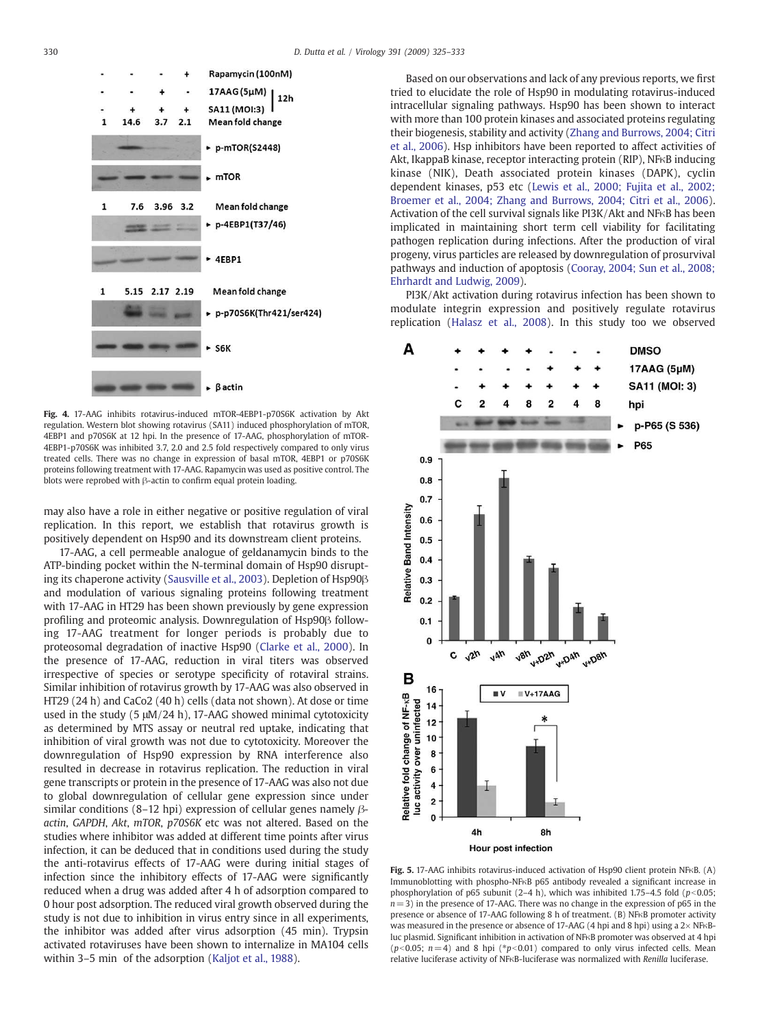Fig. 4. 17-AAG inhibits rotavirus-induced mTOR-4EBP1-p70S6K activation by Akt regulation. Western blot showing rotavirus (SA11) induced phosphorylation of mTOR, 4EBP1 and p70S6K at 12 hpi. In the presence of 17-AAG, phosphorylation of mTOR-4EBP1-p70S6K was inhibited 3.7, 2.0 and 2.5 fold respectively compared to only virus treated cells. There was no change in expression of basal mTOR, 4EBP1 or p70S6K proteins following treatment with 17-AAG. Rapamycin was used as positive control. The blots were reprobed with β-actin to confirm equal protein loading.

may also have a role in either negative or positive regulation of viral replication. In this report, we establish that rotavirus growth is positively dependent on Hsp90 and its downstream client proteins.

17-AAG, a cell permeable analogue of geldanamycin binds to the ATP-binding pocket within the N-terminal domain of Hsp90 disrupting its chaperone activity (Sausville et al., 2003). Depletion of Hsp90β and modulation of various signaling proteins following treatment with 17-AAG in HT29 has been shown previously by gene expression profiling and proteomic analysis. Downregulation of Hsp90β following 17-AAG treatment for longer periods is probably due to proteosomal degradation of inactive Hsp90 (Clarke et al., 2000). In the presence of 17-AAG, reduction in viral titers was observed irrespective of species or serotype specificity of rotaviral strains. Similar inhibition of rotavirus growth by 17-AAG was also observed in HT29 (24 h) and CaCo2 (40 h) cells (data not shown). At dose or time used in the study (5 μM/24 h), 17-AAG showed minimal cytotoxicity as determined by MTS assay or neutral red uptake, indicating that inhibition of viral growth was not due to cytotoxicity. Moreover the downregulation of Hsp90 expression by RNA interference also resulted in decrease in rotavirus replication. The reduction in viral gene transcripts or protein in the presence of 17-AAG was also not due to global downregulation of cellular gene expression since under similar conditions (8–12 hpi) expression of cellular genes namely *β-actin*, *GAPDH*, *Akt*, *mTOR*, *p70S6K* etc was not altered. Based on the studies where inhibitor was added at different time points after virus infection, it can be deduced that in conditions used during the study the anti-rotavirus effects of 17-AAG were during initial stages of infection since the inhibitory effects of 17-AAG were significantly reduced when a drug was added after 4 h of adsorption compared to 0 hour post adsorption. The reduced viral growth observed during the study is not due to inhibition in virus entry since in all experiments, the inhibitor was added after virus adsorption (45 min). Trypsin activated rotaviruses have been shown to internalize in MA104 cells within 3–5 min of the adsorption (Kaljot et al., 1988).

Based on our observations and lack of any previous reports, we first tried to elucidate the role of Hsp90 in modulating rotavirus-induced intracellular signaling pathways. Hsp90 has been shown to interact with more than 100 protein kinases and associated proteins regulating their biogenesis, stability and activity (Zhang and Burrows, 2004; Citri et al., 2006). Hsp inhibitors have been reported to affect activities of Akt, IkappaB kinase, receptor interacting protein (RIP), NFκB inducing kinase (NIK), Death associated protein kinases (DAPK), cyclin dependent kinases, p53 etc (Lewis et al., 2000; Fujita et al., 2002; Broemer et al., 2004; Zhang and Burrows, 2004; Citri et al., 2006). Activation of the cell survival signals like PI3K/Akt and NFκB has been implicated in maintaining short term cell viability for facilitating pathogen replication during infections. After the production of viral progeny, virus particles are released by downregulation of prosurvival pathways and induction of apoptosis (Cooray, 2004; Sun et al., 2008; Ehrhardt and Ludwig, 2009).

PI3K/Akt activation during rotavirus infection has been shown to modulate integrin expression and positively regulate rotavirus replication (Halasz et al., 2008). In this study too we observed

Fig. 5. 17-AAG inhibits rotavirus-induced activation of Hsp90 client protein NFκB. (A) Immunoblotting with phospho-NFκB p65 antibody revealed a significant increase in phosphorylation of p65 subunit (2–4 h), which was inhibited 1.75–4.5 fold ($p<0.05$; $n=3$) in the presence of 17-AAG. There was no change in the expression of p65 in the presence or absence of 17-AAG following 8 h of treatment. (B) NFκB promoter activity was measured in the presence or absence of 17-AAG (4 hpi and 8 hpi) using a 2× NFκB-luc plasmid. Significant inhibition in activation of NFκB promoter was observed at 4 hpi ($p<0.05$; $n=4$) and 8 hpi (*$p<0.01$) compared to only virus infected cells. Mean relative luciferase activity of NFκB-luciferase was normalized with *Renilla* luciferase.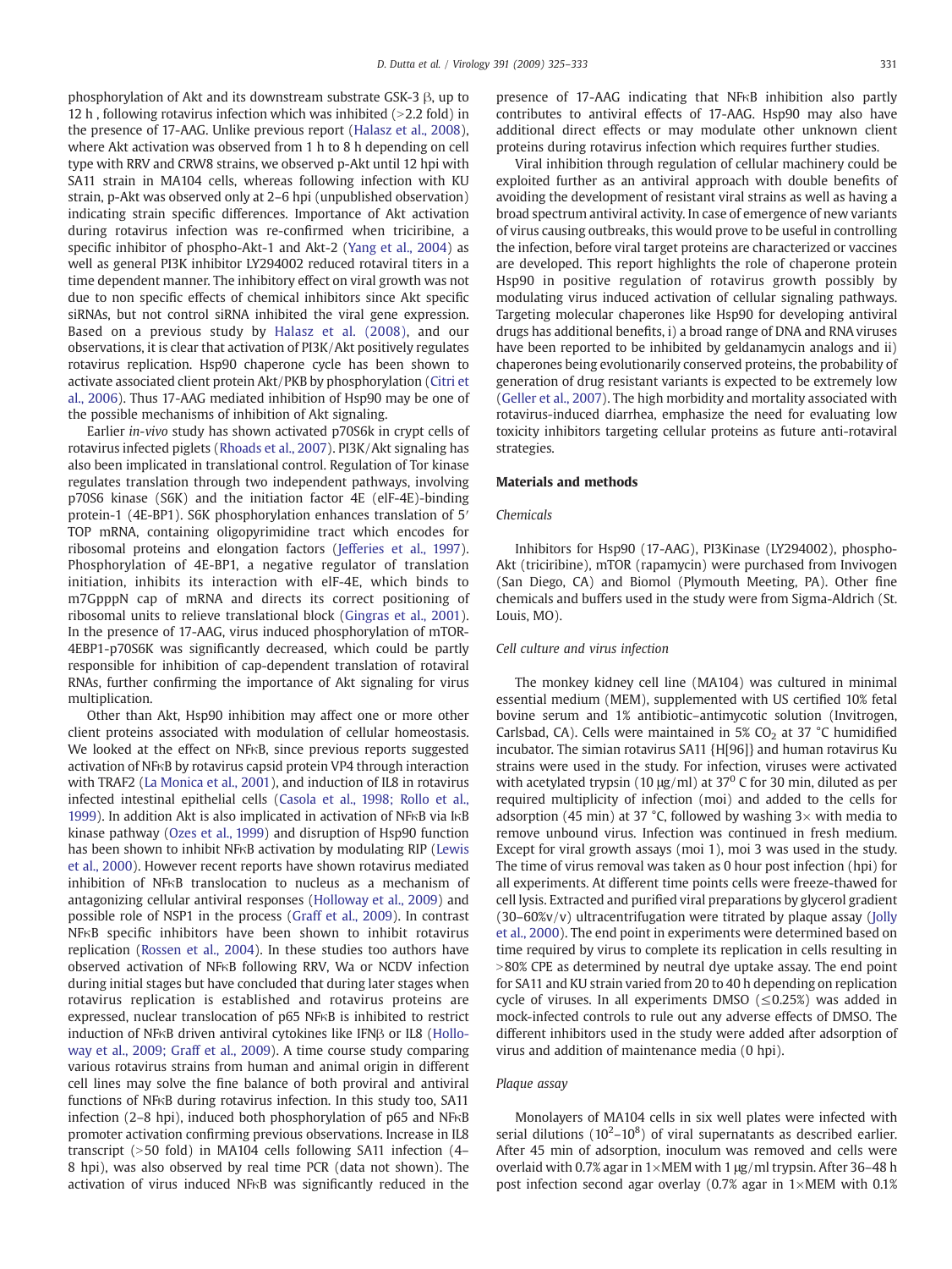phosphorylation of Akt and its downstream substrate GSK-3 β, up to 12 h , following rotavirus infection which was inhibited (>2.2 fold) in the presence of 17-AAG. Unlike previous report (Halasz et al., 2008), where Akt activation was observed from 1 h to 8 h depending on cell type with RRV and CRW8 strains, we observed p-Akt until 12 hpi with SA11 strain in MA104 cells, whereas following infection with KU strain, p-Akt was observed only at 2–6 hpi (unpublished observation) indicating strain specific differences. Importance of Akt activation during rotavirus infection was re-confirmed when triciribine, a specific inhibitor of phospho-Akt-1 and Akt-2 (Yang et al., 2004) as well as general PI3K inhibitor LY294002 reduced rotaviral titers in a time dependent manner. The inhibitory effect on viral growth was not due to non specific effects of chemical inhibitors since Akt specific siRNAs, but not control siRNA inhibited the viral gene expression. Based on a previous study by Halasz et al. (2008), and our observations, it is clear that activation of PI3K/Akt positively regulates rotavirus replication. Hsp90 chaperone cycle has been shown to activate associated client protein Akt/PKB by phosphorylation (Citri et al., 2006). Thus 17-AAG mediated inhibition of Hsp90 may be one of the possible mechanisms of inhibition of Akt signaling.

Earlier *in-vivo* study has shown activated p70S6k in crypt cells of rotavirus infected piglets (Rhoads et al., 2007). PI3K/Akt signaling has also been implicated in translational control. Regulation of Tor kinase regulates translation through two independent pathways, involving p70S6 kinase (S6K) and the initiation factor 4E (eIF-4E)-binding protein-1 (4E-BP1). S6K phosphorylation enhances translation of 5′ TOP mRNA, containing oligopyrimidine tract which encodes for ribosomal proteins and elongation factors (Jefferies et al., 1997). Phosphorylation of 4E-BP1, a negative regulator of translation initiation, inhibits its interaction with eIF-4E, which binds to m7GpppN cap of mRNA and directs its correct positioning of ribosomal units to relieve translational block (Gingras et al., 2001). In the presence of 17-AAG, virus induced phosphorylation of mTOR-4EBP1-p70S6K was significantly decreased, which could be partly responsible for inhibition of cap-dependent translation of rotaviral RNAs, further confirming the importance of Akt signaling for virus multiplication.

Other than Akt, Hsp90 inhibition may affect one or more other client proteins associated with modulation of cellular homeostasis. We looked at the effect on NFκB, since previous reports suggested activation of NFκB by rotavirus capsid protein VP4 through interaction with TRAF2 (La Monica et al., 2001), and induction of IL8 in rotavirus infected intestinal epithelial cells (Casola et al., 1998; Rollo et al., 1999). In addition Akt is also implicated in activation of NFκB via IκB kinase pathway (Ozes et al., 1999) and disruption of Hsp90 function has been shown to inhibit NFκB activation by modulating RIP (Lewis et al., 2000). However recent reports have shown rotavirus mediated inhibition of NFκB translocation to nucleus as a mechanism of antagonizing cellular antiviral responses (Holloway et al., 2009) and possible role of NSP1 in the process (Graff et al., 2009). In contrast NFκB specific inhibitors have been shown to inhibit rotavirus replication (Rossen et al., 2004). In these studies too authors have observed activation of NFκB following RRV, Wa or NCDV infection during initial stages but have concluded that during later stages when rotavirus replication is established and rotavirus proteins are expressed, nuclear translocation of p65 NFκB is inhibited to restrict induction of NFκB driven antiviral cytokines like IFNβ or IL8 (Holloway et al., 2009; Graff et al., 2009). A time course study comparing various rotavirus strains from human and animal origin in different cell lines may solve the fine balance of both proviral and antiviral functions of NFκB during rotavirus infection. In this study too, SA11 infection (2–8 hpi), induced both phosphorylation of p65 and NFκB promoter activation confirming previous observations. Increase in IL8 transcript (>50 fold) in MA104 cells following SA11 infection (4–8 hpi), was also observed by real time PCR (data not shown). The activation of virus induced NFκB was significantly reduced in the presence of 17-AAG indicating that NFκB inhibition also partly contributes to antiviral effects of 17-AAG. Hsp90 may also have additional direct effects or may modulate other unknown client proteins during rotavirus infection which requires further studies.

Viral inhibition through regulation of cellular machinery could be exploited further as an antiviral approach with double benefits of avoiding the development of resistant viral strains as well as having a broad spectrum antiviral activity. In case of emergence of new variants of virus causing outbreaks, this would prove to be useful in controlling the infection, before viral target proteins are characterized or vaccines are developed. This report highlights the role of chaperone protein Hsp90 in positive regulation of rotavirus growth possibly by modulating virus induced activation of cellular signaling pathways. Targeting molecular chaperones like Hsp90 for developing antiviral drugs has additional benefits, i) a broad range of DNA and RNA viruses have been reported to be inhibited by geldanamycin analogs and ii) chaperones being evolutionarily conserved proteins, the probability of generation of drug resistant variants is expected to be extremely low (Geller et al., 2007). The high morbidity and mortality associated with rotavirus-induced diarrhea, emphasize the need for evaluating low toxicity inhibitors targeting cellular proteins as future anti-rotaviral strategies.

## Materials and methods

### Chemicals

Inhibitors for Hsp90 (17-AAG), PI3Kinase (LY294002), phospho-Akt (triciribine), mTOR (rapamycin) were purchased from Invivogen (San Diego, CA) and Biomol (Plymouth Meeting, PA). Other fine chemicals and buffers used in the study were from Sigma-Aldrich (St. Louis, MO).

### Cell culture and virus infection

The monkey kidney cell line (MA104) was cultured in minimal essential medium (MEM), supplemented with US certified 10% fetal bovine serum and 1% antibiotic–antimycotic solution (Invitrogen, Carlsbad, CA). Cells were maintained in 5% $CO_2$ at 37 °C humidified incubator. The simian rotavirus SA11 {H[96]} and human rotavirus Ku strains were used in the study. For infection, viruses were activated with acetylated trypsin (10 μg/ml) at $37^0$ C for 30 min, diluted as per required multiplicity of infection (moi) and added to the cells for adsorption (45 min) at 37 °C, followed by washing 3× with media to remove unbound virus. Infection was continued in fresh medium. Except for viral growth assays (moi 1), moi 3 was used in the study. The time of virus removal was taken as 0 hour post infection (hpi) for all experiments. At different time points cells were freeze-thawed for cell lysis. Extracted and purified viral preparations by glycerol gradient (30–60%v/v) ultracentrifugation were titrated by plaque assay (Jolly et al., 2000). The end point in experiments were determined based on time required by virus to complete its replication in cells resulting in >80% CPE as determined by neutral dye uptake assay. The end point for SA11 and KU strain varied from 20 to 40 h depending on replication cycle of viruses. In all experiments DMSO (≤0.25%) was added in mock-infected controls to rule out any adverse effects of DMSO. The different inhibitors used in the study were added after adsorption of virus and addition of maintenance media (0 hpi).

### Plaque assay

Monolayers of MA104 cells in six well plates were infected with serial dilutions ($10^2$–$10^8$) of viral supernatants as described earlier. After 45 min of adsorption, inoculum was removed and cells were overlaid with 0.7% agar in 1×MEM with 1 μg/ml trypsin. After 36–48 h post infection second agar overlay (0.7% agar in 1×MEM with 0.1%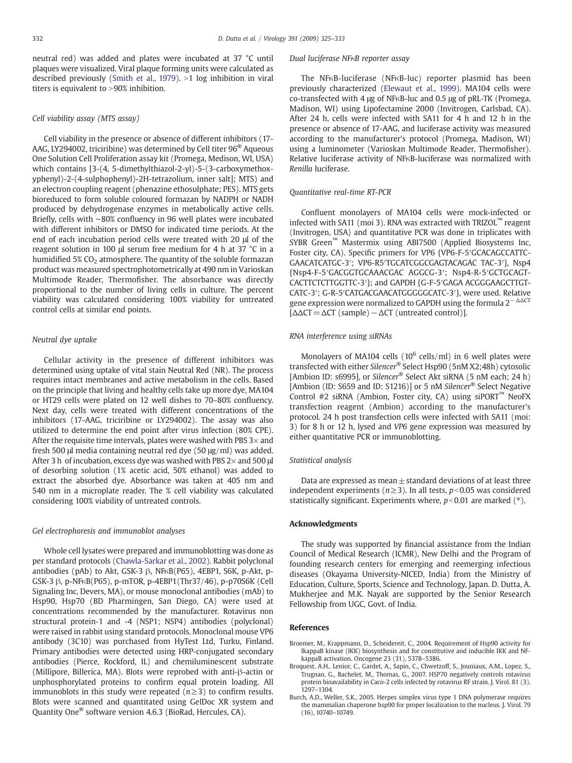neutral red) was added and plates were incubated at 37 °C until plaques were visualized. Viral plaque forming units were calculated as described previously (Smith et al., 1979). >1 log inhibition in viral titers is equivalent to >90% inhibition.

### Cell viability assay (MTS assay)

Cell viability in the presence or absence of different inhibitors (17-AAG, LY294002, triciribine) was determined by Cell titer 96® Aqueous One Solution Cell Proliferation assay kit (Promega, Medison, WI, USA) which contains [3-(4, 5-dimethylthiazol-2-yl)-5-(3-carboxymethoxyphenyl)-2-(4-sulphophenyl)-2H-tetrazolium, inner salt]; MTS) and an electron coupling reagent (phenazine ethosulphate; PES). MTS gets bioreduced to form soluble coloured formazan by NADPH or NADH produced by dehydrogenase enzymes in metabolically active cells. Briefly, cells with ~80% confluency in 96 well plates were incubated with different inhibitors or DMSO for indicated time periods. At the end of each incubation period cells were treated with 20 µl of the reagent solution in 100 µl serum free medium for 4 h at 37 °C in a humidified 5% $CO_2$ atmosphere. The quantity of the soluble formazan product was measured spectrophotometrically at 490 nm in Varioskan Multimode Reader, Thermofisher. The absorbance was directly proportional to the number of living cells in culture. The percent viability was calculated considering 100% viability for untreated control cells at similar end points.

### Neutral dye uptake

Cellular activity in the presence of different inhibitors was determined using uptake of vital stain Neutral Red (NR). The process requires intact membranes and active metabolism in the cells. Based on the principle that living and healthy cells take up more dye, MA104 or HT29 cells were plated on 12 well dishes to 70–80% confluency. Next day, cells were treated with different concentrations of the inhibitors (17-AAG, triciribine or LY294002). The assay was also utilized to determine the end point after virus infection (80% CPE). After the requisite time intervals, plates were washed with PBS 3× and fresh 500 µl media containing neutral red dye (50 µg/ml) was added. After 3 h of incubation, excess dye was washed with PBS 2× and 500 µl of desorbing solution (1% acetic acid, 50% ethanol) was added to extract the absorbed dye. Absorbance was taken at 405 nm and 540 nm in a microplate reader. The % cell viability was calculated considering 100% viability of untreated controls.

### Gel electrophoresis and immunoblot analyses

Whole cell lysates were prepared and immunoblotting was done as per standard protocols (Chawla-Sarkar et al., 2002). Rabbit polyclonal antibodies (pAb) to Akt, GSK-3 β, NFκB(P65), 4EBP1, S6K, p-Akt, p-GSK-3 β, p-NFκB(P65), p-mTOR, p-4EBP1(Thr37/46), p-p70S6K (Cell Signaling Inc, Devers, MA), or mouse monoclonal antibodies (mAb) to Hsp90, Hsp70 (BD Pharmingen, San Diego, CA) were used at concentrations recommended by the manufacturer. Rotavirus non structural protein-1 and -4 (NSP1; NSP4) antibodies (polyclonal) were raised in rabbit using standard protocols. Monoclonal mouse VP6 antibody (3C10) was purchased from HyTest Ltd, Turku, Finland. Primary antibodies were detected using HRP-conjugated secondary antibodies (Pierce, Rockford, IL) and chemiluminescent substrate (Millipore, Billerica, MA). Blots were reprobed with anti-β-actin or unphosphorylated proteins to confirm equal protein loading. All immunoblots in this study were repeated ($n \geq 3$) to confirm results. Blots were scanned and quantitated using GelDoc XR system and Quantity One® software version 4.6.3 (BioRad, Hercules, CA).

### Dual luciferase NFκB reporter assay

The NFκB-luciferase (NFκB-luc) reporter plasmid has been previously characterized (Elewaut et al., 1999). MA104 cells were co-transfected with 4 µg of NFκB-luc and 0.5 µg of pRL-TK (Promega, Madison, WI) using Lipofectamine 2000 (Invitrogen, Carlsbad, CA). After 24 h, cells were infected with SA11 for 4 h and 12 h in the presence or absence of 17-AAG, and luciferase activity was measured according to the manufacturer's protocol (Promega, Madison, WI) using a luminometer (Varioskan Multimode Reader, Thermofisher). Relative luciferase activity of NFκB-luciferase was normalized with *Renilla* luciferase.

### Quantitative real-time RT-PCR

Confluent monolayers of MA104 cells were mock-infected or infected with SA11 (moi 3). RNA was extracted with TRIZOL™ reagent (Invitrogen, USA) and quantitative PCR was done in triplicates with SYBR Green™ Mastermix using ABI7500 (Applied Biosystems Inc, Foster city, CA). Specific primers for VP6 {VP6-F-5′GCACAGCCATTC-GAACATCATGC-3′; VP6-R5′TGCATCGGCGAGTACAGAC TAC-3′}, Nsp4 {Nsp4-F-5′GACGGTGCAAACGAC AGGCG-3′; Nsp4-R-5′GCTGCAGT-CACTTCTCTTGGTTC-3′}; and GAPDH {G-F-5′GAGA ACGGGAAGCTTGT-CATC-3′; G-R-5′CATGACGAACATGGGGGCATC-3′}, were used. Relative gene expression were normalized to GAPDH using the formula $2^{-\Delta\Delta CT}$ [$\Delta\Delta CT = \Delta CT$ (sample) $- \Delta CT$ (untreated control)].

### RNA interference using siRNAs

Monolayers of MA104 cells ($10^6$ cells/ml) in 6 well plates were transfected with either *Silencer*® Select Hsp90 (5nM X2;48h) cytosolic [Ambion ID: s6995], or *Silencer*® Select Akt siRNA (5 nM each; 24 h) [Ambion (ID: S659 and ID: S1216)] or 5 nM *Silencer*® Select Negative Control #2 siRNA (Ambion, Foster city, CA) using siPORT™ NeoFX transfection reagent (Ambion) according to the manufacturer's protocol. 24 h post transfection cells were infected with SA11 (moi: 3) for 8 h or 12 h, lysed and *VP6* gene expression was measured by either quantitative PCR or immunoblotting.

### Statistical analysis

Data are expressed as mean ± standard deviations of at least three independent experiments ($n \geq 3$). In all tests, $p<0.05$ was considered statistically significant. Experiments where, $p<0.01$ are marked (*).

## Acknowledgments

The study was supported by financial assistance from the Indian Council of Medical Research (ICMR), New Delhi and the Program of founding research centers for emerging and reemerging infectious diseases (Okayama University-NICED, India) from the Ministry of Education, Culture, Sports, Science and Technology, Japan. D. Dutta, A. Mukherjee and M.K. Nayak are supported by the Senior Research Fellowship from UGC, Govt. of India.

## References

Broemer, M., Krappmann, D., Scheidereit, C., 2004. Requirement of Hsp90 activity for IkappaB kinase (IKK) biosynthesis and for constitutive and inducible IKK and NF-kappaB activation. Oncogene 23 (31), 5378–5386.

Broquest, A.H., Lenior, C., Gardet, A., Sapin, C., Chwetzoff, S., Jouniaux, A.M., Lopez, S., Trugnan, G., Bachelet, M., Thomas, G., 2007. HSP70 negatively controls rotavirus protein bioavailability in Caco-2 cells infected by rotavirus RF strain. J. Virol. 81 (3), 1297–1304.

Burch, A.D., Weller, S.K., 2005. Herpes simplex virus type 1 DNA polymerase requires the mammalian chaperone hsp90 for proper localization to the nucleus. J. Virol. 79 (16), 10740–10749.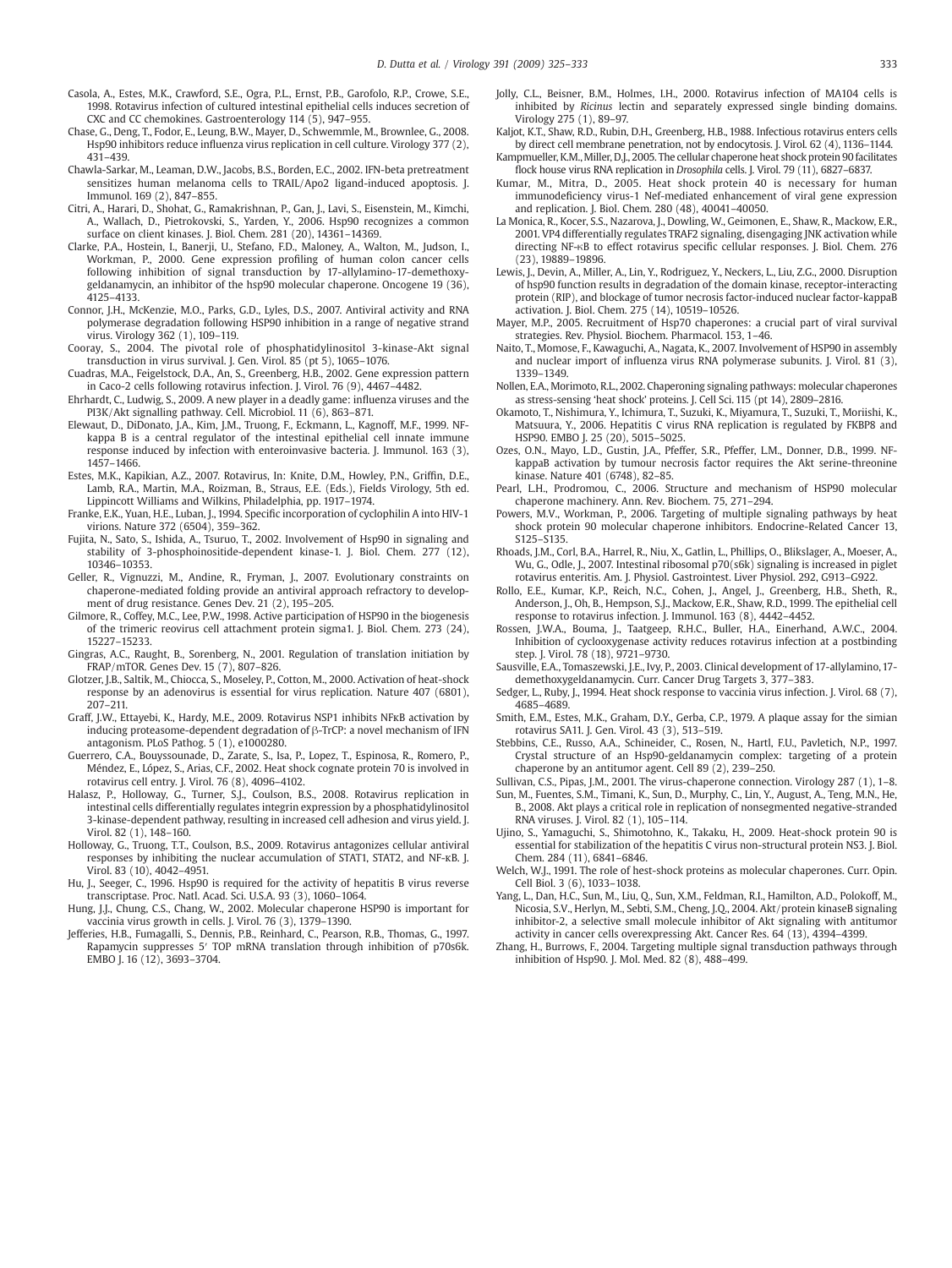Casola, A., Estes, M.K., Crawford, S.E., Ogra, P.L., Ernst, P.B., Garofolo, R.P., Crowe, S.E., 1998. Rotavirus infection of cultured intestinal epithelial cells induces secretion of CXC and CC chemokines. Gastroenterology 114 (5), 947–955.

Chase, G., Deng, T., Fodor, E., Leung, B.W., Mayer, D., Schwemmle, M., Brownlee, G., 2008. Hsp90 inhibitors reduce influenza virus replication in cell culture. Virology 377 (2), 431–439.

Chawla-Sarkar, M., Leaman, D.W., Jacobs, B.S., Borden, E.C., 2002. IFN-beta pretreatment sensitizes human melanoma cells to TRAIL/Apo2 ligand-induced apoptosis. J. Immunol. 169 (2), 847–855.

Citri, A., Harari, D., Shohat, G., Ramakrishnan, P., Gan, J., Lavi, S., Eisenstein, M., Kimchi, A., Wallach, D., Pietrokovski, S., Yarden, Y., 2006. Hsp90 recognizes a common surface on client kinases. J. Biol. Chem. 281 (20), 14361–14369.

Clarke, P.A., Hostein, I., Banerji, U., Stefano, F.D., Maloney, A., Walton, M., Judson, I., Workman, P., 2000. Gene expression profiling of human colon cancer cells following inhibition of signal transduction by 17-allylamino-17-demethoxygeldanamycin, an inhibitor of the hsp90 molecular chaperone. Oncogene 19 (36), 4125–4133.

Connor, J.H., McKenzie, M.O., Parks, G.D., Lyles, D.S., 2007. Antiviral activity and RNA polymerase degradation following HSP90 inhibition in a range of negative strand virus. Virology 362 (1), 109–119.

Cooray, S., 2004. The pivotal role of phosphatidylinositol 3-kinase-Akt signal transduction in virus survival. J. Gen. Virol. 85 (pt 5), 1065–1076.

Cuadras, M.A., Feigelstock, D.A., An, S., Greenberg, H.B., 2002. Gene expression pattern in Caco-2 cells following rotavirus infection. J. Virol. 76 (9), 4467–4482.

Ehrhardt, C., Ludwig, S., 2009. A new player in a deadly game: influenza viruses and the PI3K/Akt signalling pathway. Cell. Microbiol. 11 (6), 863–871.

Elewaut, D., DiDonato, J.A., Kim, J.M., Truong, F., Eckmann, L., Kagnoff, M.F., 1999. NF-kappa B is a central regulator of the intestinal epithelial cell innate immune response induced by infection with enteroinvasive bacteria. J. Immunol. 163 (3), 1457–1466.

Estes, M.K., Kapikian, A.Z., 2007. Rotavirus, In: Knite, D.M., Howley, P.N., Griffin, D.E., Lamb, R.A., Martin, M.A., Roizman, B., Straus, E.E. (Eds.), Fields Virology, 5th ed. Lippincott Williams and Wilkins, Philadelphia, pp. 1917–1974.

Franke, E.K., Yuan, H.E., Luban, J., 1994. Specific incorporation of cyclophilin A into HIV-1 virions. Nature 372 (6504), 359–362.

Fujita, N., Sato, S., Ishida, A., Tsuruo, T., 2002. Involvement of Hsp90 in signaling and stability of 3-phosphoinositide-dependent kinase-1. J. Biol. Chem. 277 (12), 10346–10353.

Geller, R., Vignuzzi, M., Andine, R., Fryman, J., 2007. Evolutionary constraints on chaperone-mediated folding provide an antiviral approach refractory to development of drug resistance. Genes Dev. 21 (2), 195–205.

Gilmore, R., Coffey, M.C., Lee, P.W., 1998. Active participation of HSP90 in the biogenesis of the trimeric reovirus cell attachment protein sigma1. J. Biol. Chem. 273 (24), 15227–15233.

Gingras, A.C., Raught, B., Sorenberg, N., 2001. Regulation of translation initiation by FRAP/mTOR. Genes Dev. 15 (7), 807–826.

Glotzer, J.B., Saltik, M., Chiocca, S., Moseley, P., Cotton, M., 2000. Activation of heat-shock response by an adenovirus is essential for virus replication. Nature 407 (6801), 207–211.

Graff, J.W., Ettayebi, K., Hardy, M.E., 2009. Rotavirus NSP1 inhibits NFκB activation by inducing proteasome-dependent degradation of β-TrCP: a novel mechanism of IFN antagonism. PLoS Pathog. 5 (1), e1000280.

Guerrero, C.A., Bouyssounade, D., Zarate, S., Isa, P., Lopez, T., Espinosa, R., Romero, P., Méndez, E., López, S., Arias, C.F., 2002. Heat shock cognate protein 70 is involved in rotavirus cell entry. J. Virol. 76 (8), 4096–4102.

Halasz, P., Holloway, G., Turner, S.J., Coulson, B.S., 2008. Rotavirus replication in intestinal cells differentially regulates integrin expression by a phosphatidylinositol 3-kinase-dependent pathway, resulting in increased cell adhesion and virus yield. J. Virol. 82 (1), 148–160.

Holloway, G., Truong, T.T., Coulson, B.S., 2009. Rotavirus antagonizes cellular antiviral responses by inhibiting the nuclear accumulation of STAT1, STAT2, and NF-κB. J. Virol. 83 (10), 4042–4951.

Hu, J., Seeger, C., 1996. Hsp90 is required for the activity of hepatitis B virus reverse transcriptase. Proc. Natl. Acad. Sci. U.S.A. 93 (3), 1060–1064.

Hung, J.J., Chung, C.S., Chang, W., 2002. Molecular chaperone HSP90 is important for vaccinia virus growth in cells. J. Virol. 76 (3), 1379–1390.

Jefferies, H.B., Fumagalli, S., Dennis, P.B., Reinhard, C., Pearson, R.B., Thomas, G., 1997. Rapamycin suppresses 5′ TOP mRNA translation through inhibition of p70s6k. EMBO J. 16 (12), 3693–3704.

Jolly, C.L., Beisner, B.M., Holmes, I.H., 2000. Rotavirus infection of MA104 cells is inhibited by *Ricinus* lectin and separately expressed single binding domains. Virology 275 (1), 89–97.

Kaljot, K.T., Shaw, R.D., Rubin, D.H., Greenberg, H.B., 1988. Infectious rotavirus enters cells by direct cell membrane penetration, not by endocytosis. J. Virol. 62 (4), 1136–1144.

Kampmueller, K.M., Miller, D.J., 2005. The cellular chaperone heat shock protein 90 facilitates flock house virus RNA replication in *Drosophila* cells. J. Virol. 79 (11), 6827–6837.

Kumar, M., Mitra, D., 2005. Heat shock protein 40 is necessary for human immunodeficiency virus-1 Nef-mediated enhancement of viral gene expression and replication. J. Biol. Chem. 280 (48), 40041–40050.

La Monica, R., Kocer, S.S., Nazarova, J., Dowling, W., Geimonen, E., Shaw, R., Mackow, E.R., 2001. VP4 differentially regulates TRAF2 signaling, disengaging JNK activation while directing NF-κB to effect rotavirus specific cellular responses. J. Biol. Chem. 276 (23), 19889–19896.

Lewis, J., Devin, A., Miller, A., Lin, Y., Rodriguez, Y., Neckers, L., Liu, Z.G., 2000. Disruption of hsp90 function results in degradation of the domain kinase, receptor-interacting protein (RIP), and blockage of tumor necrosis factor-induced nuclear factor-kappaB activation. J. Biol. Chem. 275 (14), 10519–10526.

Mayer, M.P., 2005. Recruitment of Hsp70 chaperones: a crucial part of viral survival strategies. Rev. Physiol. Biochem. Pharmacol. 153, 1–46.

Naito, T., Momose, F., Kawaguchi, A., Nagata, K., 2007. Involvement of HSP90 in assembly and nuclear import of influenza virus RNA polymerase subunits. J. Virol. 81 (3), 1339–1349.

Nollen, E.A., Morimoto, R.L., 2002. Chaperoning signaling pathways: molecular chaperones as stress-sensing 'heat shock' proteins. J. Cell Sci. 115 (pt 14), 2809–2816.

Okamoto, T., Nishimura, Y., Ichimura, T., Suzuki, K., Miyamura, T., Suzuki, T., Moriishi, K., Matsuura, Y., 2006. Hepatitis C virus RNA replication is regulated by FKBP8 and HSP90. EMBO J. 25 (20), 5015–5025.

Ozes, O.N., Mayo, L.D., Gustin, J.A., Pfeffer, S.R., Pfeffer, L.M., Donner, D.B., 1999. NF-kappaB activation by tumour necrosis factor requires the Akt serine-threonine kinase. Nature 401 (6748), 82–85.

Pearl, L.H., Prodromou, C., 2006. Structure and mechanism of HSP90 molecular chaperone machinery. Ann. Rev. Biochem. 75, 271–294.

Powers, M.V., Workman, P., 2006. Targeting of multiple signaling pathways by heat shock protein 90 molecular chaperone inhibitors. Endocrine-Related Cancer 13, S125–S135.

Rhoads, J.M., Corl, B.A., Harrel, R., Niu, X., Gatlin, L., Phillips, O., Blikslager, A., Moeser, A., Wu, G., Odle, J., 2007. Intestinal ribosomal p70(s6k) signaling is increased in piglet rotavirus enteritis. Am. J. Physiol. Gastrointest. Liver Physiol. 292, G913–G922.

Rollo, E.E., Kumar, K.P., Reich, N.C., Cohen, J., Angel, J., Greenberg, H.B., Sheth, R., Anderson, J., Oh, B., Hempson, S.J., Mackow, E.R., Shaw, R.D., 1999. The epithelial cell response to rotavirus infection. J. Immunol. 163 (8), 4442–4452.

Rossen, J.W.A., Bouma, J., Taatgeep, R.H.C., Buller, H.A., Einerhand, A.W.C., 2004. Inhibition of cyclooxygenase activity reduces rotavirus infection at a postbinding step. J. Virol. 78 (18), 9721–9730.

Sausville, E.A., Tomaszewski, J.E., Ivy, P., 2003. Clinical development of 17-allylamino, 17-demethoxygeldanamycin. Curr. Cancer Drug Targets 3, 377–383.

Sedger, L., Ruby, J., 1994. Heat shock response to vaccinia virus infection. J. Virol. 68 (7), 4685–4689.

Smith, E.M., Estes, M.K., Graham, D.Y., Gerba, C.P., 1979. A plaque assay for the simian rotavirus SA11. J. Gen. Virol. 43 (3), 513–519.

Stebbins, C.E., Russo, A.A., Schineider, C., Rosen, N., Hartl, F.U., Pavletich, N.P., 1997. Crystal structure of an Hsp90-geldanamycin complex: targeting of a protein chaperone by an antitumor agent. Cell 89 (2), 239–250.

Sullivan, C.S., Pipas, J.M., 2001. The virus-chaperone connection. Virology 287 (1), 1–8.

Sun, M., Fuentes, S.M., Timani, K., Sun, D., Murphy, C., Lin, Y., August, A., Teng, M.N., He, B., 2008. Akt plays a critical role in replication of nonsegmented negative-stranded RNA viruses. J. Virol. 82 (1), 105–114.

Ujino, S., Yamaguchi, S., Shimotohno, K., Takaku, H., 2009. Heat-shock protein 90 is essential for stabilization of the hepatitis C virus non-structural protein NS3. J. Biol. Chem. 284 (11), 6841–6846.

Welch, W.J., 1991. The role of hest-shock proteins as molecular chaperones. Curr. Opin. Cell Biol. 3 (6), 1033–1038.

Yang, L., Dan, H.C., Sun, M., Liu, Q., Sun, X.M., Feldman, R.I., Hamilton, A.D., Polokoff, M., Nicosia, S.V., Herlyn, M., Sebti, S.M., Cheng, J.Q., 2004. Akt/protein kinaseB signaling inhibitor-2, a selective small molecule inhibitor of Akt signaling with antitumor activity in cancer cells overexpressing Akt. Cancer Res. 64 (13), 4394–4399.

Zhang, H., Burrows, F., 2004. Targeting multiple signal transduction pathways through inhibition of Hsp90. J. Mol. Med. 82 (8), 488–499.